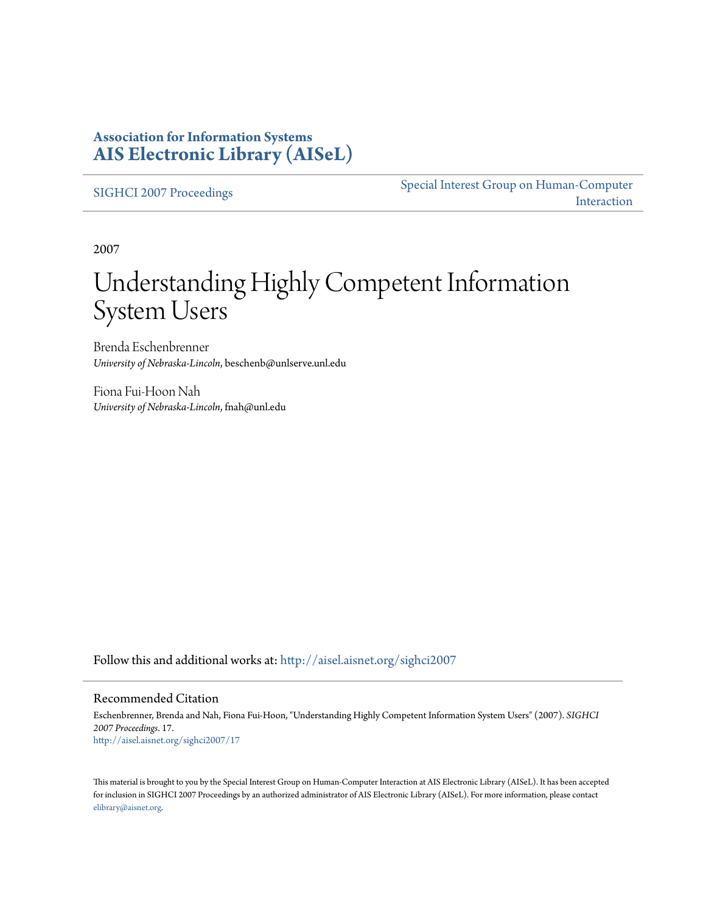**Association for Information Systems**
**AIS Electronic Library (AISeL)**

SIGHCI 2007 Proceedings

Special Interest Group on Human-Computer Interaction

2007

# Understanding Highly Competent Information System Users

Brenda Eschenbrenner
*University of Nebraska-Lincoln*, beschenb@unlserve.unl.edu

Fiona Fui-Hoon Nah
*University of Nebraska-Lincoln*, fnah@unl.edu

Follow this and additional works at: http://aisel.aisnet.org/sighci2007

## Recommended Citation

Eschenbrenner, Brenda and Nah, Fiona Fui-Hoon, "Understanding Highly Competent Information System Users" (2007). *SIGHCI 2007 Proceedings*. 17.
http://aisel.aisnet.org/sighci2007/17

This material is brought to you by the Special Interest Group on Human-Computer Interaction at AIS Electronic Library (AISeL). It has been accepted for inclusion in SIGHCI 2007 Proceedings by an authorized administrator of AIS Electronic Library (AISeL). For more information, please contact elibrary@aisnet.org.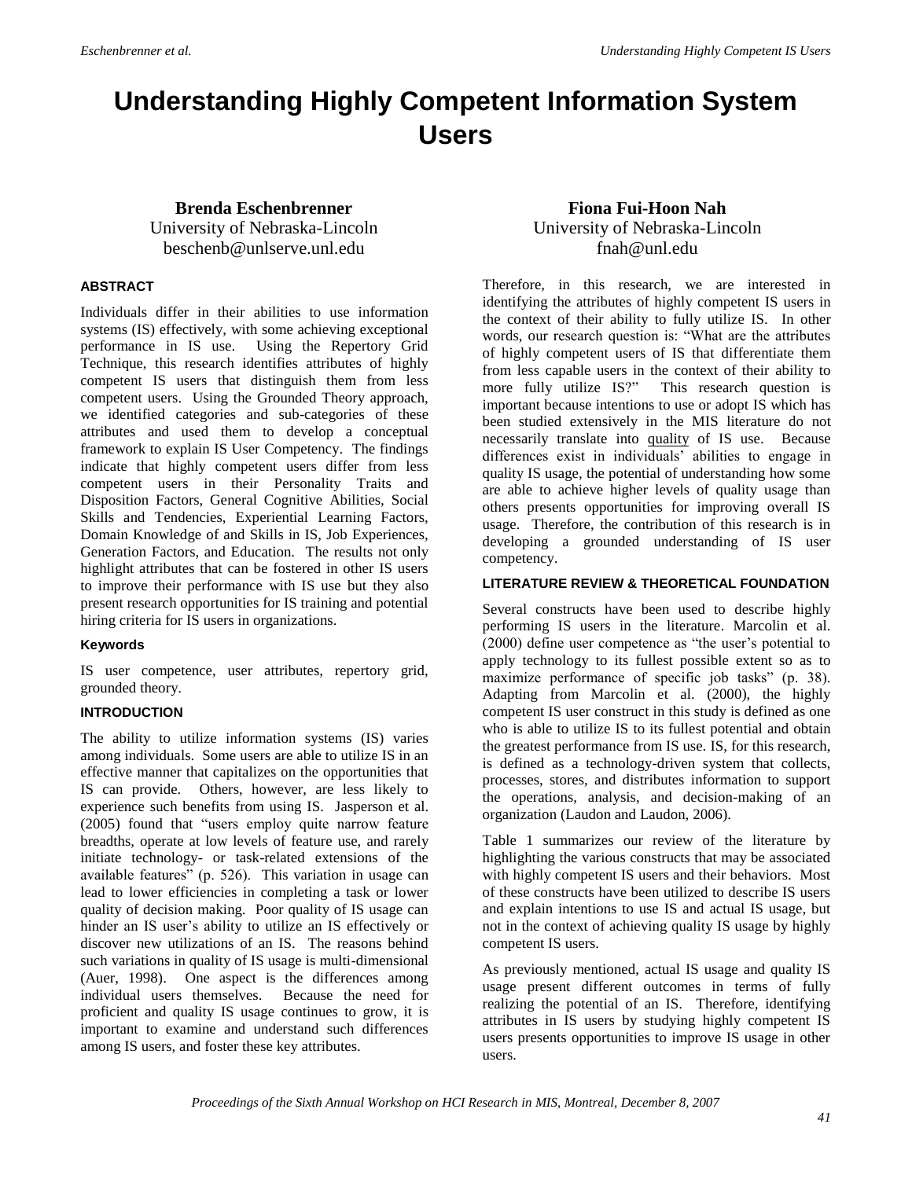# Understanding Highly Competent Information System Users

**Brenda Eschenbrenner**
University of Nebraska-Lincoln
beschenb@unlserve.unl.edu

**Fiona Fui-Hoon Nah**
University of Nebraska-Lincoln
fnah@unl.edu

## ABSTRACT

Individuals differ in their abilities to use information systems (IS) effectively, with some achieving exceptional performance in IS use. Using the Repertory Grid Technique, this research identifies attributes of highly competent IS users that distinguish them from less competent users. Using the Grounded Theory approach, we identified categories and sub-categories of these attributes and used them to develop a conceptual framework to explain IS User Competency. The findings indicate that highly competent users differ from less competent users in their Personality Traits and Disposition Factors, General Cognitive Abilities, Social Skills and Tendencies, Experiential Learning Factors, Domain Knowledge of and Skills in IS, Job Experiences, Generation Factors, and Education. The results not only highlight attributes that can be fostered in other IS users to improve their performance with IS use but they also present research opportunities for IS training and potential hiring criteria for IS users in organizations.

### Keywords

IS user competence, user attributes, repertory grid, grounded theory.

## INTRODUCTION

The ability to utilize information systems (IS) varies among individuals. Some users are able to utilize IS in an effective manner that capitalizes on the opportunities that IS can provide. Others, however, are less likely to experience such benefits from using IS. Jasperson et al. (2005) found that "users employ quite narrow feature breadths, operate at low levels of feature use, and rarely initiate technology- or task-related extensions of the available features" (p. 526). This variation in usage can lead to lower efficiencies in completing a task or lower quality of decision making. Poor quality of IS usage can hinder an IS user's ability to utilize an IS effectively or discover new utilizations of an IS. The reasons behind such variations in quality of IS usage is multi-dimensional (Auer, 1998). One aspect is the differences among individual users themselves. Because the need for proficient and quality IS usage continues to grow, it is important to examine and understand such differences among IS users, and foster these key attributes.

Therefore, in this research, we are interested in identifying the attributes of highly competent IS users in the context of their ability to fully utilize IS. In other words, our research question is: "What are the attributes of highly competent users of IS that differentiate them from less capable users in the context of their ability to more fully utilize IS?" This research question is important because intentions to use or adopt IS which has been studied extensively in the MIS literature do not necessarily translate into quality of IS use. Because differences exist in individuals' abilities to engage in quality IS usage, the potential of understanding how some are able to achieve higher levels of quality usage than others presents opportunities for improving overall IS usage. Therefore, the contribution of this research is in developing a grounded understanding of IS user competency.

## LITERATURE REVIEW & THEORETICAL FOUNDATION

Several constructs have been used to describe highly performing IS users in the literature. Marcolin et al. (2000) define user competence as "the user's potential to apply technology to its fullest possible extent so as to maximize performance of specific job tasks" (p. 38). Adapting from Marcolin et al. (2000), the highly competent IS user construct in this study is defined as one who is able to utilize IS to its fullest potential and obtain the greatest performance from IS use. IS, for this research, is defined as a technology-driven system that collects, processes, stores, and distributes information to support the operations, analysis, and decision-making of an organization (Laudon and Laudon, 2006).

Table 1 summarizes our review of the literature by highlighting the various constructs that may be associated with highly competent IS users and their behaviors. Most of these constructs have been utilized to describe IS users and explain intentions to use IS and actual IS usage, but not in the context of achieving quality IS usage by highly competent IS users.

As previously mentioned, actual IS usage and quality IS usage present different outcomes in terms of fully realizing the potential of an IS. Therefore, identifying attributes in IS users by studying highly competent IS users presents opportunities to improve IS usage in other users.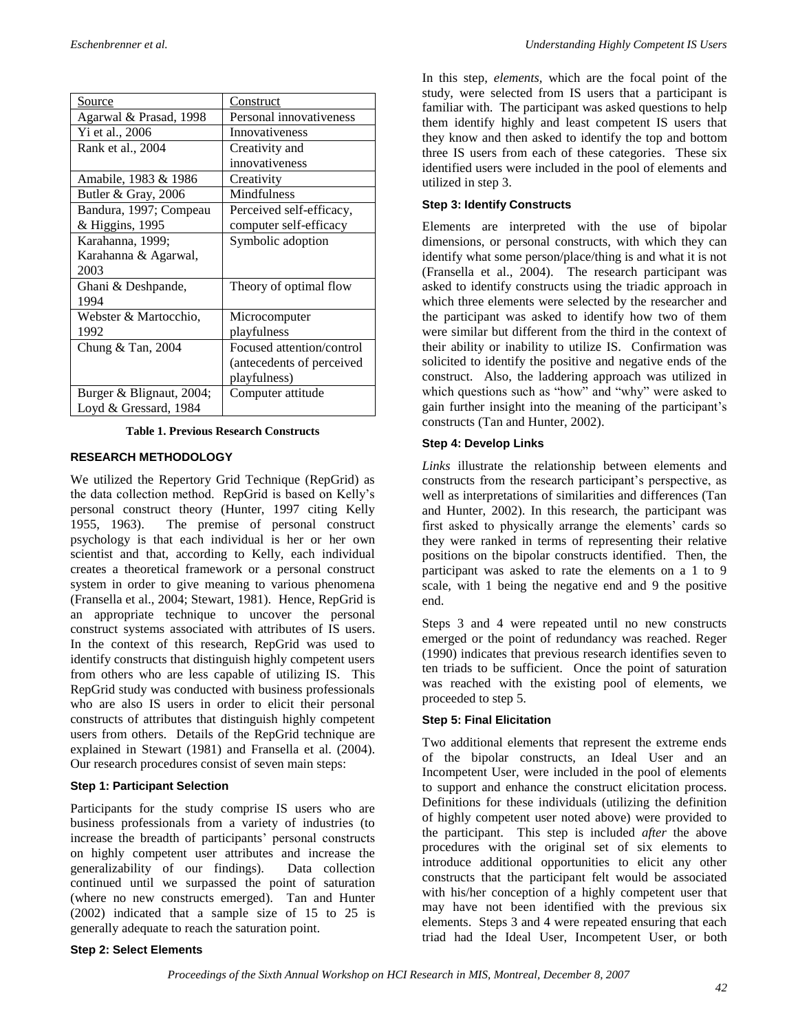| Source | Construct |
|---|---|
| Agarwal & Prasad, 1998 | Personal innovativeness |
| Yi et al., 2006 | Innovativeness |
| Rank et al., 2004 | Creativity and innovativeness |
| Amabile, 1983 & 1986 | Creativity |
| Butler & Gray, 2006 | Mindfulness |
| Bandura, 1997; Compeau & Higgins, 1995 | Perceived self-efficacy, computer self-efficacy |
| Karahanna, 1999; Karahanna & Agarwal, 2003 | Symbolic adoption |
| Ghani & Deshpande, 1994 | Theory of optimal flow |
| Webster & Martocchio, 1992 | Microcomputer playfulness |
| Chung & Tan, 2004 | Focused attention/control (antecedents of perceived playfulness) |
| Burger & Blignaut, 2004; Loyd & Gressard, 1984 | Computer attitude |

**Table 1. Previous Research Constructs**

## RESEARCH METHODOLOGY

We utilized the Repertory Grid Technique (RepGrid) as the data collection method. RepGrid is based on Kelly's personal construct theory (Hunter, 1997 citing Kelly 1955, 1963). The premise of personal construct psychology is that each individual is her or her own scientist and that, according to Kelly, each individual creates a theoretical framework or a personal construct system in order to give meaning to various phenomena (Fransella et al., 2004; Stewart, 1981). Hence, RepGrid is an appropriate technique to uncover the personal construct systems associated with attributes of IS users. In the context of this research, RepGrid was used to identify constructs that distinguish highly competent users from others who are less capable of utilizing IS. This RepGrid study was conducted with business professionals who are also IS users in order to elicit their personal constructs of attributes that distinguish highly competent users from others. Details of the RepGrid technique are explained in Stewart (1981) and Fransella et al. (2004). Our research procedures consist of seven main steps:

### Step 1: Participant Selection

Participants for the study comprise IS users who are business professionals from a variety of industries (to increase the breadth of participants' personal constructs on highly competent user attributes and increase the generalizability of our findings). Data collection continued until we surpassed the point of saturation (where no new constructs emerged). Tan and Hunter (2002) indicated that a sample size of 15 to 25 is generally adequate to reach the saturation point.

### Step 2: Select Elements

In this step, *elements,* which are the focal point of the study, were selected from IS users that a participant is familiar with. The participant was asked questions to help them identify highly and least competent IS users that they know and then asked to identify the top and bottom three IS users from each of these categories. These six identified users were included in the pool of elements and utilized in step 3.

### Step 3: Identify Constructs

Elements are interpreted with the use of bipolar dimensions, or personal constructs, with which they can identify what some person/place/thing is and what it is not (Fransella et al., 2004). The research participant was asked to identify constructs using the triadic approach in which three elements were selected by the researcher and the participant was asked to identify how two of them were similar but different from the third in the context of their ability or inability to utilize IS. Confirmation was solicited to identify the positive and negative ends of the construct. Also, the laddering approach was utilized in which questions such as "how" and "why" were asked to gain further insight into the meaning of the participant's constructs (Tan and Hunter, 2002).

### Step 4: Develop Links

*Links* illustrate the relationship between elements and constructs from the research participant's perspective, as well as interpretations of similarities and differences (Tan and Hunter, 2002). In this research, the participant was first asked to physically arrange the elements' cards so they were ranked in terms of representing their relative positions on the bipolar constructs identified. Then, the participant was asked to rate the elements on a 1 to 9 scale, with 1 being the negative end and 9 the positive end.

Steps 3 and 4 were repeated until no new constructs emerged or the point of redundancy was reached. Reger (1990) indicates that previous research identifies seven to ten triads to be sufficient. Once the point of saturation was reached with the existing pool of elements, we proceeded to step 5.

### Step 5: Final Elicitation

Two additional elements that represent the extreme ends of the bipolar constructs, an Ideal User and an Incompetent User, were included in the pool of elements to support and enhance the construct elicitation process. Definitions for these individuals (utilizing the definition of highly competent user noted above) were provided to the participant. This step is included *after* the above procedures with the original set of six elements to introduce additional opportunities to elicit any other constructs that the participant felt would be associated with his/her conception of a highly competent user that may have not been identified with the previous six elements. Steps 3 and 4 were repeated ensuring that each triad had the Ideal User, Incompetent User, or both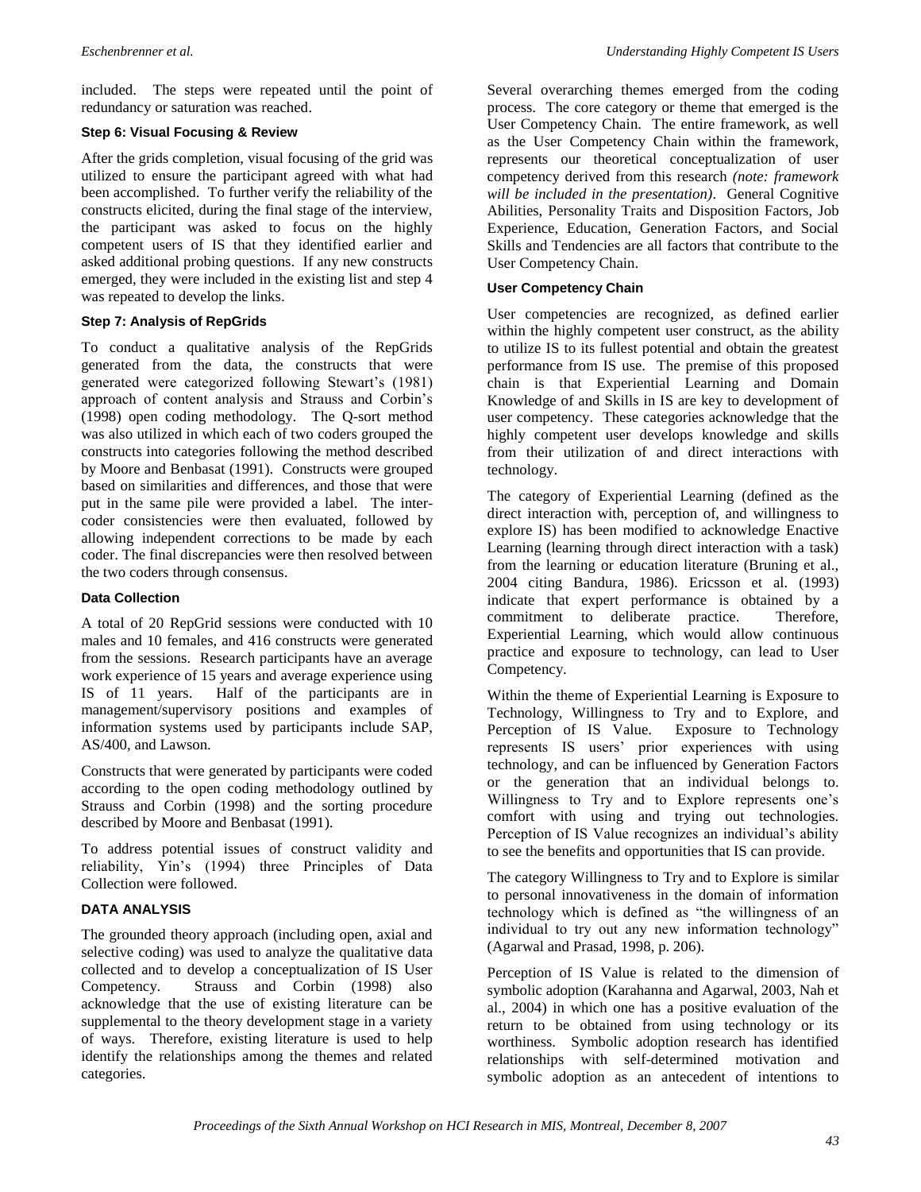included. The steps were repeated until the point of redundancy or saturation was reached.

#### Step 6: Visual Focusing & Review

After the grids completion, visual focusing of the grid was utilized to ensure the participant agreed with what had been accomplished. To further verify the reliability of the constructs elicited, during the final stage of the interview, the participant was asked to focus on the highly competent users of IS that they identified earlier and asked additional probing questions. If any new constructs emerged, they were included in the existing list and step 4 was repeated to develop the links.

#### Step 7: Analysis of RepGrids

To conduct a qualitative analysis of the RepGrids generated from the data, the constructs that were generated were categorized following Stewart's (1981) approach of content analysis and Strauss and Corbin's (1998) open coding methodology. The Q-sort method was also utilized in which each of two coders grouped the constructs into categories following the method described by Moore and Benbasat (1991). Constructs were grouped based on similarities and differences, and those that were put in the same pile were provided a label. The inter-coder consistencies were then evaluated, followed by allowing independent corrections to be made by each coder. The final discrepancies were then resolved between the two coders through consensus.

#### Data Collection

A total of 20 RepGrid sessions were conducted with 10 males and 10 females, and 416 constructs were generated from the sessions. Research participants have an average work experience of 15 years and average experience using IS of 11 years. Half of the participants are in management/supervisory positions and examples of information systems used by participants include SAP, AS/400, and Lawson.

Constructs that were generated by participants were coded according to the open coding methodology outlined by Strauss and Corbin (1998) and the sorting procedure described by Moore and Benbasat (1991).

To address potential issues of construct validity and reliability, Yin's (1994) three Principles of Data Collection were followed.

### DATA ANALYSIS

The grounded theory approach (including open, axial and selective coding) was used to analyze the qualitative data collected and to develop a conceptualization of IS User Competency. Strauss and Corbin (1998) also acknowledge that the use of existing literature can be supplemental to the theory development stage in a variety of ways. Therefore, existing literature is used to help identify the relationships among the themes and related categories.

Several overarching themes emerged from the coding process. The core category or theme that emerged is the User Competency Chain. The entire framework, as well as the User Competency Chain within the framework, represents our theoretical conceptualization of user competency derived from this research *(note: framework will be included in the presentation)*. General Cognitive Abilities, Personality Traits and Disposition Factors, Job Experience, Education, Generation Factors, and Social Skills and Tendencies are all factors that contribute to the User Competency Chain.

#### User Competency Chain

User competencies are recognized, as defined earlier within the highly competent user construct, as the ability to utilize IS to its fullest potential and obtain the greatest performance from IS use. The premise of this proposed chain is that Experiential Learning and Domain Knowledge of and Skills in IS are key to development of user competency. These categories acknowledge that the highly competent user develops knowledge and skills from their utilization of and direct interactions with technology.

The category of Experiential Learning (defined as the direct interaction with, perception of, and willingness to explore IS) has been modified to acknowledge Enactive Learning (learning through direct interaction with a task) from the learning or education literature (Bruning et al., 2004 citing Bandura, 1986). Ericsson et al. (1993) indicate that expert performance is obtained by a commitment to deliberate practice. Therefore, Experiential Learning, which would allow continuous practice and exposure to technology, can lead to User Competency.

Within the theme of Experiential Learning is Exposure to Technology, Willingness to Try and to Explore, and Perception of IS Value. Exposure to Technology represents IS users' prior experiences with using technology, and can be influenced by Generation Factors or the generation that an individual belongs to. Willingness to Try and to Explore represents one's comfort with using and trying out technologies. Perception of IS Value recognizes an individual's ability to see the benefits and opportunities that IS can provide.

The category Willingness to Try and to Explore is similar to personal innovativeness in the domain of information technology which is defined as "the willingness of an individual to try out any new information technology" (Agarwal and Prasad, 1998, p. 206).

Perception of IS Value is related to the dimension of symbolic adoption (Karahanna and Agarwal, 2003, Nah et al., 2004) in which one has a positive evaluation of the return to be obtained from using technology or its worthiness. Symbolic adoption research has identified relationships with self-determined motivation and symbolic adoption as an antecedent of intentions to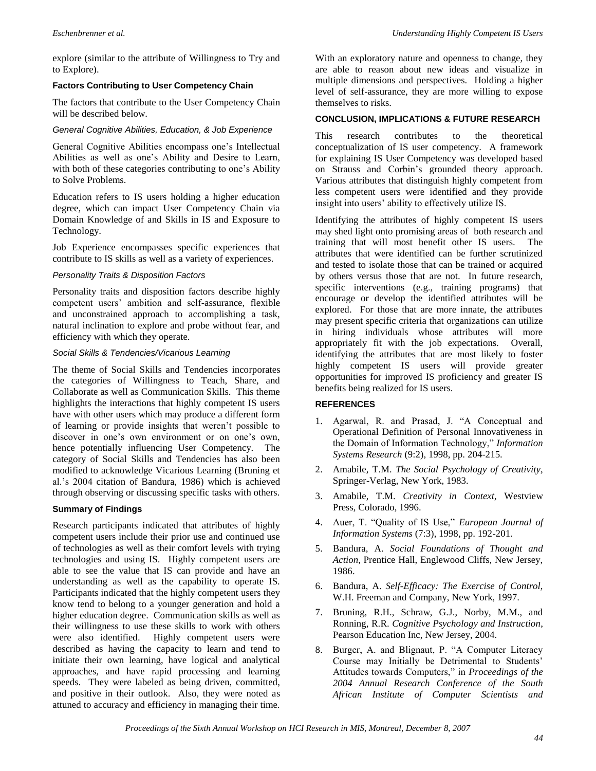explore (similar to the attribute of Willingness to Try and to Explore).

### Factors Contributing to User Competency Chain

The factors that contribute to the User Competency Chain will be described below.

#### *General Cognitive Abilities, Education, & Job Experience*

General Cognitive Abilities encompass one's Intellectual Abilities as well as one's Ability and Desire to Learn, with both of these categories contributing to one's Ability to Solve Problems.

Education refers to IS users holding a higher education degree, which can impact User Competency Chain via Domain Knowledge of and Skills in IS and Exposure to Technology.

Job Experience encompasses specific experiences that contribute to IS skills as well as a variety of experiences.

#### *Personality Traits & Disposition Factors*

Personality traits and disposition factors describe highly competent users' ambition and self-assurance, flexible and unconstrained approach to accomplishing a task, natural inclination to explore and probe without fear, and efficiency with which they operate.

#### *Social Skills & Tendencies/Vicarious Learning*

The theme of Social Skills and Tendencies incorporates the categories of Willingness to Teach, Share, and Collaborate as well as Communication Skills. This theme highlights the interactions that highly competent IS users have with other users which may produce a different form of learning or provide insights that weren't possible to discover in one's own environment or on one's own, hence potentially influencing User Competency. The category of Social Skills and Tendencies has also been modified to acknowledge Vicarious Learning (Bruning et al.'s 2004 citation of Bandura, 1986) which is achieved through observing or discussing specific tasks with others.

### Summary of Findings

Research participants indicated that attributes of highly competent users include their prior use and continued use of technologies as well as their comfort levels with trying technologies and using IS. Highly competent users are able to see the value that IS can provide and have an understanding as well as the capability to operate IS. Participants indicated that the highly competent users they know tend to belong to a younger generation and hold a higher education degree. Communication skills as well as their willingness to use these skills to work with others were also identified. Highly competent users were described as having the capacity to learn and tend to initiate their own learning, have logical and analytical approaches, and have rapid processing and learning speeds. They were labeled as being driven, committed, and positive in their outlook. Also, they were noted as attuned to accuracy and efficiency in managing their time. With an exploratory nature and openness to change, they are able to reason about new ideas and visualize in multiple dimensions and perspectives. Holding a higher level of self-assurance, they are more willing to expose themselves to risks.

## CONCLUSION, IMPLICATIONS & FUTURE RESEARCH

This research contributes to the theoretical conceptualization of IS user competency. A framework for explaining IS User Competency was developed based on Strauss and Corbin's grounded theory approach. Various attributes that distinguish highly competent from less competent users were identified and they provide insight into users' ability to effectively utilize IS.

Identifying the attributes of highly competent IS users may shed light onto promising areas of both research and training that will most benefit other IS users. The attributes that were identified can be further scrutinized and tested to isolate those that can be trained or acquired by others versus those that are not. In future research, specific interventions (e.g., training programs) that encourage or develop the identified attributes will be explored. For those that are more innate, the attributes may present specific criteria that organizations can utilize in hiring individuals whose attributes will more appropriately fit with the job expectations. Overall, identifying the attributes that are most likely to foster highly competent IS users will provide greater opportunities for improved IS proficiency and greater IS benefits being realized for IS users.

## REFERENCES

1. Agarwal, R. and Prasad, J. "A Conceptual and Operational Definition of Personal Innovativeness in the Domain of Information Technology," *Information Systems Research* (9:2), 1998, pp. 204-215.
2. Amabile, T.M. *The Social Psychology of Creativity*, Springer-Verlag, New York, 1983.
3. Amabile, T.M. *Creativity in Context*, Westview Press, Colorado, 1996.
4. Auer, T. "Quality of IS Use," *European Journal of Information Systems* (7:3), 1998, pp. 192-201.
5. Bandura, A. *Social Foundations of Thought and Action*, Prentice Hall, Englewood Cliffs, New Jersey, 1986.
6. Bandura, A. *Self-Efficacy: The Exercise of Control*, W.H. Freeman and Company, New York, 1997.
7. Bruning, R.H., Schraw, G.J., Norby, M.M., and Ronning, R.R. *Cognitive Psychology and Instruction*, Pearson Education Inc, New Jersey, 2004.
8. Burger, A. and Blignaut, P. "A Computer Literacy Course may Initially be Detrimental to Students' Attitudes towards Computers," in *Proceedings of the 2004 Annual Research Conference of the South African Institute of Computer Scientists and*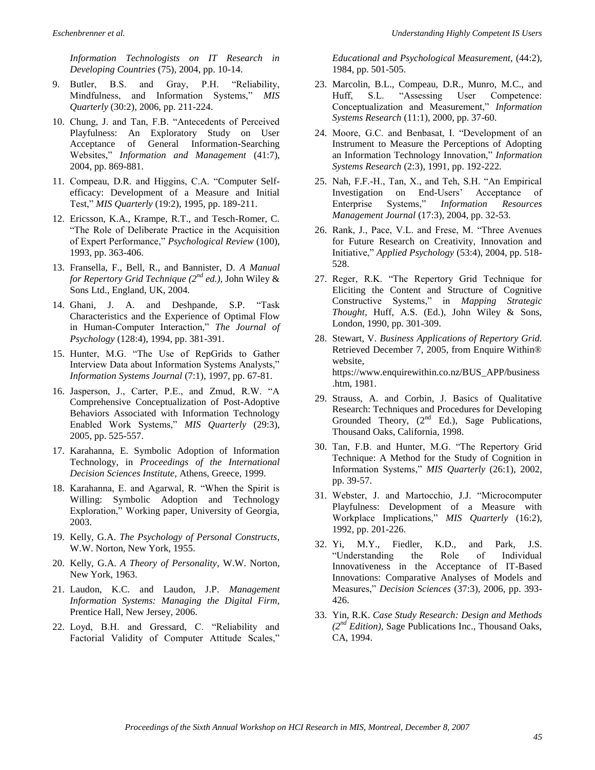*Information Technologists on IT Research in Developing Countries* (75), 2004, pp. 10-14.

9. Butler, B.S. and Gray, P.H. "Reliability, Mindfulness, and Information Systems," *MIS Quarterly* (30:2), 2006, pp. 211-224.
10. Chung, J. and Tan, F.B. "Antecedents of Perceived Playfulness: An Exploratory Study on User Acceptance of General Information-Searching Websites," *Information and Management* (41:7), 2004, pp. 869-881.
11. Compeau, D.R. and Higgins, C.A. "Computer Self-efficacy: Development of a Measure and Initial Test," *MIS Quarterly* (19:2), 1995, pp. 189-211.
12. Ericsson, K.A., Krampe, R.T., and Tesch-Romer, C. "The Role of Deliberate Practice in the Acquisition of Expert Performance," *Psychological Review* (100), 1993, pp. 363-406.
13. Fransella, F., Bell, R., and Bannister, D. *A Manual for Repertory Grid Technique (2nd ed.)*, John Wiley & Sons Ltd., England, UK, 2004.
14. Ghani, J. A. and Deshpande, S.P. "Task Characteristics and the Experience of Optimal Flow in Human-Computer Interaction," *The Journal of Psychology* (128:4), 1994, pp. 381-391.
15. Hunter, M.G. "The Use of RepGrids to Gather Interview Data about Information Systems Analysts," *Information Systems Journal* (7:1), 1997, pp. 67-81.
16. Jasperson, J., Carter, P.E., and Zmud, R.W. "A Comprehensive Conceptualization of Post-Adoptive Behaviors Associated with Information Technology Enabled Work Systems," *MIS Quarterly* (29:3), 2005, pp. 525-557.
17. Karahanna, E. Symbolic Adoption of Information Technology, in *Proceedings of the International Decision Sciences Institute*, Athens, Greece, 1999.
18. Karahanna, E. and Agarwal, R. "When the Spirit is Willing: Symbolic Adoption and Technology Exploration," Working paper, University of Georgia, 2003.
19. Kelly, G.A. *The Psychology of Personal Constructs*, W.W. Norton, New York, 1955.
20. Kelly, G.A. *A Theory of Personality*, W.W. Norton, New York, 1963.
21. Laudon, K.C. and Laudon, J.P. *Management Information Systems: Managing the Digital Firm*, Prentice Hall, New Jersey, 2006.
22. Loyd, B.H. and Gressard, C. "Reliability and Factorial Validity of Computer Attitude Scales," *Educational and Psychological Measurement*, (44:2), 1984, pp. 501-505.
23. Marcolin, B.L., Compeau, D.R., Munro, M.C., and Huff, S.L. "Assessing User Competence: Conceptualization and Measurement," *Information Systems Research* (11:1), 2000, pp. 37-60.
24. Moore, G.C. and Benbasat, I. "Development of an Instrument to Measure the Perceptions of Adopting an Information Technology Innovation," *Information Systems Research* (2:3), 1991, pp. 192-222.
25. Nah, F.F.-H., Tan, X., and Teh, S.H. "An Empirical Investigation on End-Users' Acceptance of Enterprise Systems," *Information Resources Management Journal* (17:3), 2004, pp. 32-53.
26. Rank, J., Pace, V.L. and Frese, M. "Three Avenues for Future Research on Creativity, Innovation and Initiative," *Applied Psychology* (53:4), 2004, pp. 518-528.
27. Reger, R.K. "The Repertory Grid Technique for Eliciting the Content and Structure of Cognitive Constructive Systems," in *Mapping Strategic Thought*, Huff, A.S. (Ed.), John Wiley & Sons, London, 1990, pp. 301-309.
28. Stewart, V. *Business Applications of Repertory Grid.* Retrieved December 7, 2005, from Enquire Within® website, https://www.enquirewithin.co.nz/BUS_APP/business.htm, 1981.
29. Strauss, A. and Corbin, J. Basics of Qualitative Research: Techniques and Procedures for Developing Grounded Theory, (2nd Ed.), Sage Publications, Thousand Oaks, California, 1998.
30. Tan, F.B. and Hunter, M.G. "The Repertory Grid Technique: A Method for the Study of Cognition in Information Systems," *MIS Quarterly* (26:1), 2002, pp. 39-57.
31. Webster, J. and Martocchio, J.J. "Microcomputer Playfulness: Development of a Measure with Workplace Implications," *MIS Quarterly* (16:2), 1992, pp. 201-226.
32. Yi, M.Y., Fiedler, K.D., and Park, J.S. "Understanding the Role of Individual Innovativeness in the Acceptance of IT-Based Innovations: Comparative Analyses of Models and Measures," *Decision Sciences* (37:3), 2006, pp. 393-426.
33. Yin, R.K. *Case Study Research: Design and Methods (2nd Edition)*, Sage Publications Inc., Thousand Oaks, CA, 1994.